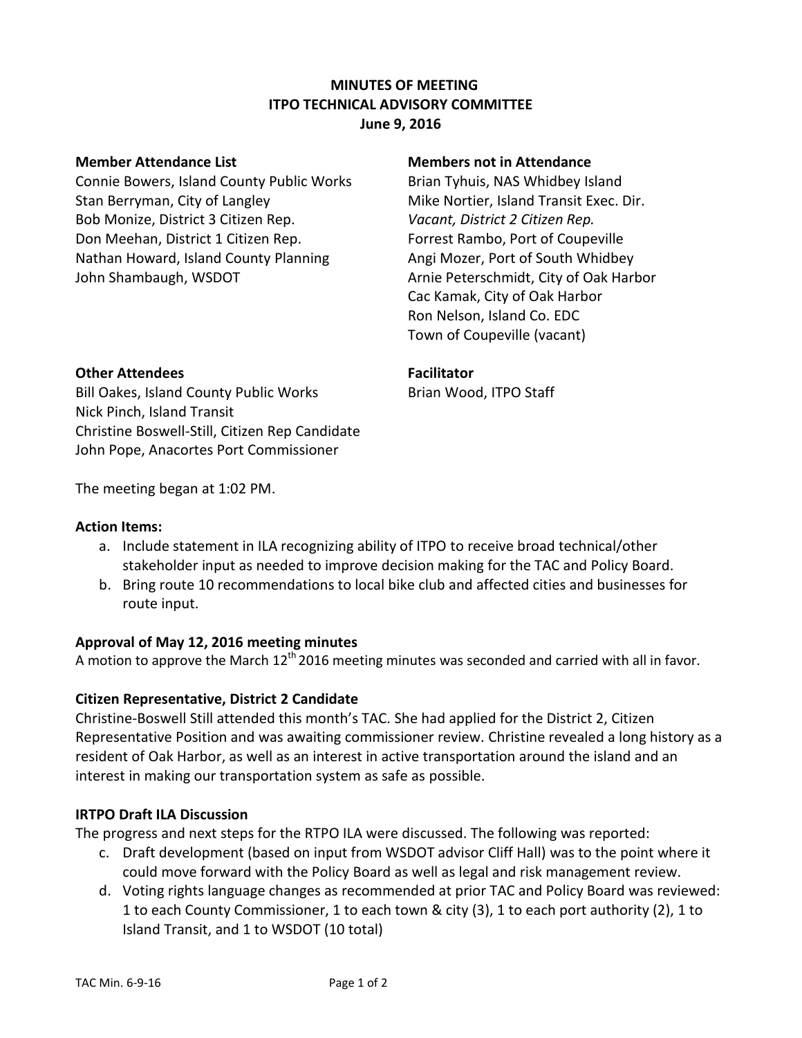# MINUTES OF MEETING
# ITPO TECHNICAL ADVISORY COMMITTEE
# June 9, 2016

**Member Attendance List**

Connie Bowers, Island County Public Works
Stan Berryman, City of Langley
Bob Monize, District 3 Citizen Rep.
Don Meehan, District 1 Citizen Rep.
Nathan Howard, Island County Planning
John Shambaugh, WSDOT

**Members not in Attendance**

Brian Tyhuis, NAS Whidbey Island
Mike Nortier, Island Transit Exec. Dir.
*Vacant, District 2 Citizen Rep.*
Forrest Rambo, Port of Coupeville
Angi Mozer, Port of South Whidbey
Arnie Peterschmidt, City of Oak Harbor
Cac Kamak, City of Oak Harbor
Ron Nelson, Island Co. EDC
Town of Coupeville (vacant)

**Other Attendees**

Bill Oakes, Island County Public Works
Nick Pinch, Island Transit
Christine Boswell-Still, Citizen Rep Candidate
John Pope, Anacortes Port Commissioner

**Facilitator**

Brian Wood, ITPO Staff

The meeting began at 1:02 PM.

**Action Items:**

a. Include statement in ILA recognizing ability of ITPO to receive broad technical/other stakeholder input as needed to improve decision making for the TAC and Policy Board.
b. Bring route 10 recommendations to local bike club and affected cities and businesses for route input.

**Approval of May 12, 2016 meeting minutes**

A motion to approve the March 12th 2016 meeting minutes was seconded and carried with all in favor.

**Citizen Representative, District 2 Candidate**

Christine-Boswell Still attended this month's TAC. She had applied for the District 2, Citizen Representative Position and was awaiting commissioner review. Christine revealed a long history as a resident of Oak Harbor, as well as an interest in active transportation around the island and an interest in making our transportation system as safe as possible.

**IRTPO Draft ILA Discussion**

The progress and next steps for the RTPO ILA were discussed. The following was reported:

c. Draft development (based on input from WSDOT advisor Cliff Hall) was to the point where it could move forward with the Policy Board as well as legal and risk management review.
d. Voting rights language changes as recommended at prior TAC and Policy Board was reviewed: 1 to each County Commissioner, 1 to each town & city (3), 1 to each port authority (2), 1 to Island Transit, and 1 to WSDOT (10 total)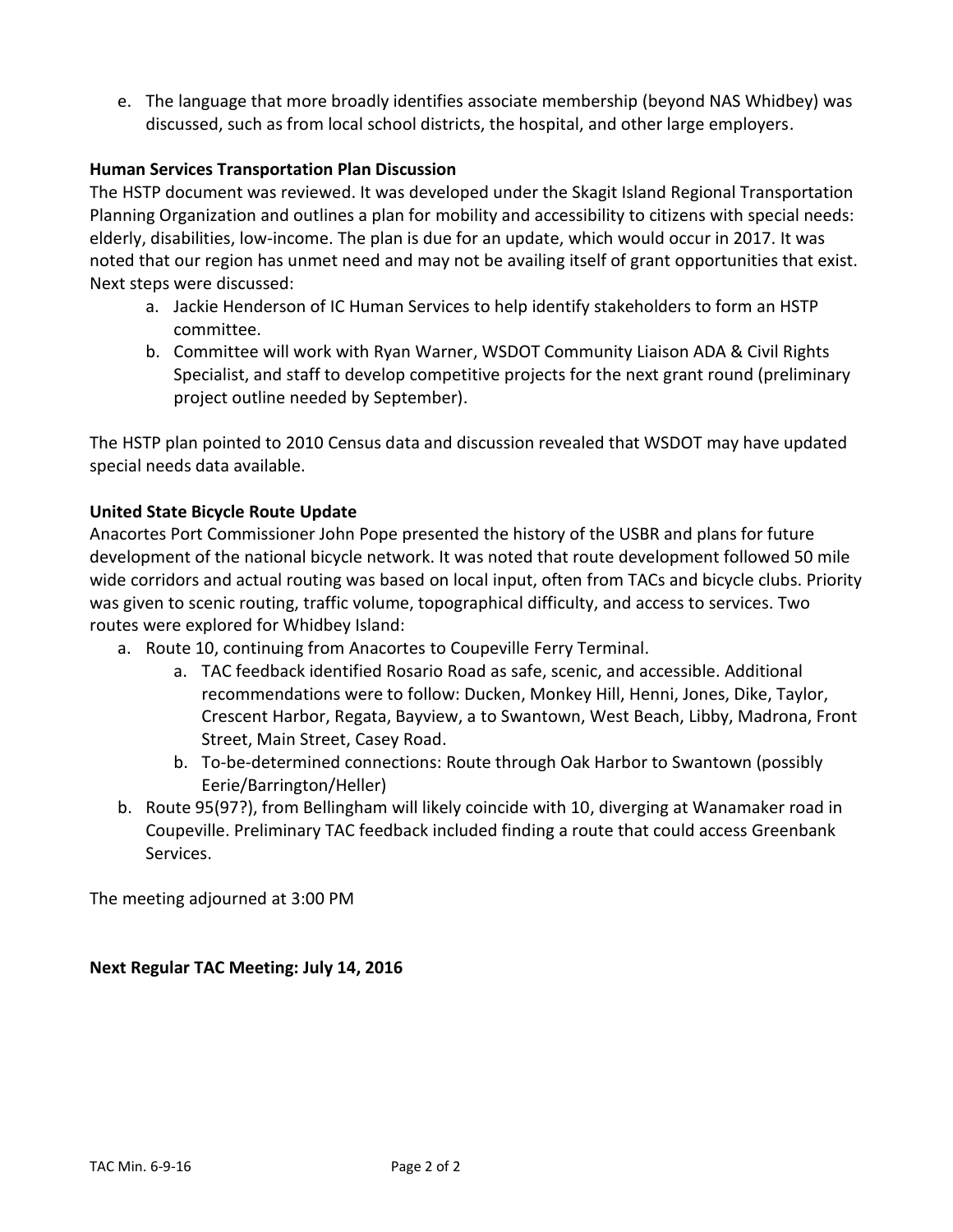e. The language that more broadly identifies associate membership (beyond NAS Whidbey) was discussed, such as from local school districts, the hospital, and other large employers.

**Human Services Transportation Plan Discussion**

The HSTP document was reviewed. It was developed under the Skagit Island Regional Transportation Planning Organization and outlines a plan for mobility and accessibility to citizens with special needs: elderly, disabilities, low-income. The plan is due for an update, which would occur in 2017. It was noted that our region has unmet need and may not be availing itself of grant opportunities that exist. Next steps were discussed:

a. Jackie Henderson of IC Human Services to help identify stakeholders to form an HSTP committee.
b. Committee will work with Ryan Warner, WSDOT Community Liaison ADA & Civil Rights Specialist, and staff to develop competitive projects for the next grant round (preliminary project outline needed by September).

The HSTP plan pointed to 2010 Census data and discussion revealed that WSDOT may have updated special needs data available.

**United State Bicycle Route Update**

Anacortes Port Commissioner John Pope presented the history of the USBR and plans for future development of the national bicycle network. It was noted that route development followed 50 mile wide corridors and actual routing was based on local input, often from TACs and bicycle clubs. Priority was given to scenic routing, traffic volume, topographical difficulty, and access to services. Two routes were explored for Whidbey Island:

a. Route 10, continuing from Anacortes to Coupeville Ferry Terminal.
    a. TAC feedback identified Rosario Road as safe, scenic, and accessible. Additional recommendations were to follow: Ducken, Monkey Hill, Henni, Jones, Dike, Taylor, Crescent Harbor, Regata, Bayview, a to Swantown, West Beach, Libby, Madrona, Front Street, Main Street, Casey Road.
    b. To-be-determined connections: Route through Oak Harbor to Swantown (possibly Eerie/Barrington/Heller)
b. Route 95(97?), from Bellingham will likely coincide with 10, diverging at Wanamaker road in Coupeville. Preliminary TAC feedback included finding a route that could access Greenbank Services.

The meeting adjourned at 3:00 PM

**Next Regular TAC Meeting: July 14, 2016**

TAC Min. 6-9-16